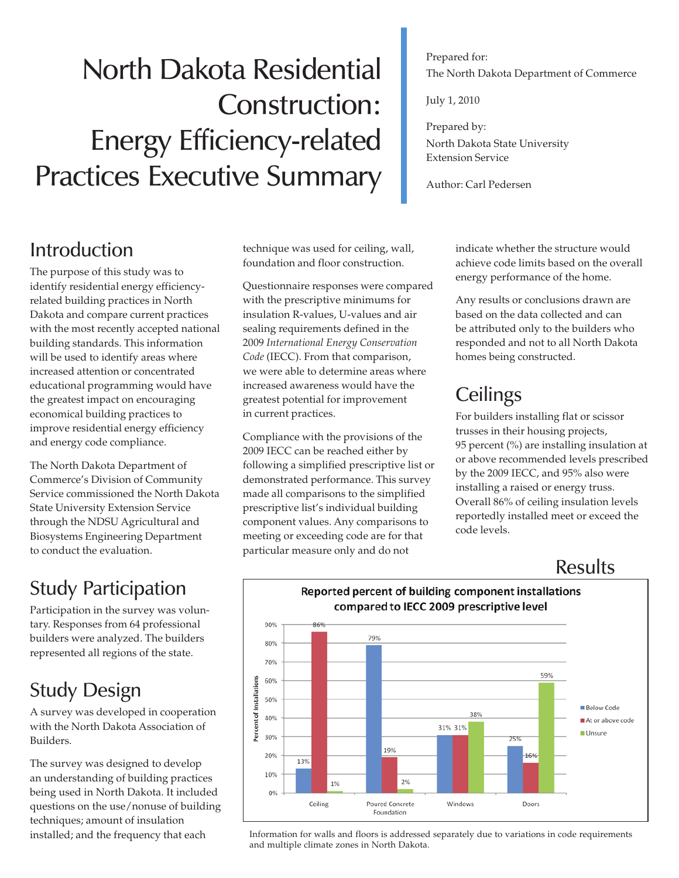# North Dakota Residential Construction: Energy Efficiency-related Practices Executive Summary

Prepared for:
The North Dakota Department of Commerce

July 1, 2010

Prepared by:
North Dakota State University Extension Service

Author: Carl Pedersen

## Introduction

The purpose of this study was to identify residential energy efficiency-related building practices in North Dakota and compare current practices with the most recently accepted national building standards. This information will be used to identify areas where increased attention or concentrated educational programming would have the greatest impact on encouraging economical building practices to improve residential energy efficiency and energy code compliance.

The North Dakota Department of Commerce's Division of Community Service commissioned the North Dakota State University Extension Service through the NDSU Agricultural and Biosystems Engineering Department to conduct the evaluation.

## Study Participation

Participation in the survey was voluntary. Responses from 64 professional builders were analyzed. The builders represented all regions of the state.

## Study Design

A survey was developed in cooperation with the North Dakota Association of Builders.

The survey was designed to develop an understanding of building practices being used in North Dakota. It included questions on the use/nonuse of building techniques; amount of insulation installed; and the frequency that each technique was used for ceiling, wall, foundation and floor construction.

Questionnaire responses were compared with the prescriptive minimums for insulation R-values, U-values and air sealing requirements defined in the 2009 *International Energy Conservation Code* (IECC). From that comparison, we were able to determine areas where increased awareness would have the greatest potential for improvement in current practices.

Compliance with the provisions of the 2009 IECC can be reached either by following a simplified prescriptive list or demonstrated performance. This survey made all comparisons to the simplified prescriptive list's individual building component values. Any comparisons to meeting or exceeding code are for that particular measure only and do not indicate whether the structure would achieve code limits based on the overall energy performance of the home.

Any results or conclusions drawn are based on the data collected and can be attributed only to the builders who responded and not to all North Dakota homes being constructed.

## Ceilings

For builders installing flat or scissor trusses in their housing projects, 95 percent (%) are installing insulation at or above recommended levels prescribed by the 2009 IECC, and 95% also were installing a raised or energy truss. Overall 86% of ceiling insulation levels reportedly installed meet or exceed the code levels.

## Results

**Reported percent of building component installations compared to IECC 2009 prescriptive level**

| Component | Below Code | At or above code | Unsure |
|---|---|---|---|
| Ceiling | 13% | 86% | 1% |
| Poured Concrete Foundation | 79% | 19% | 2% |
| Windows | 31% | 31% | 38% |
| Doors | 25% | 16% | 59% |

Information for walls and floors is addressed separately due to variations in code requirements and multiple climate zones in North Dakota.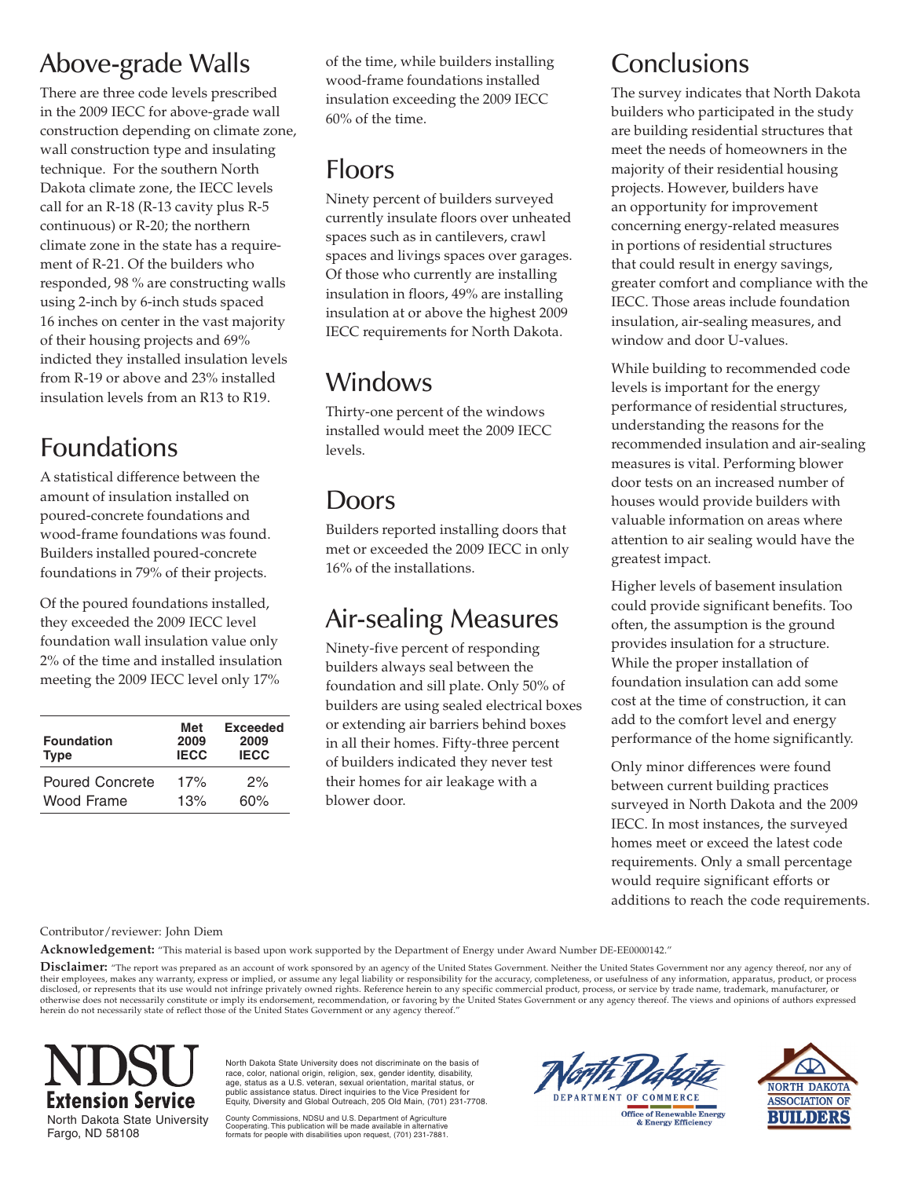## Above-grade Walls

There are three code levels prescribed in the 2009 IECC for above-grade wall construction depending on climate zone, wall construction type and insulating technique. For the southern North Dakota climate zone, the IECC levels call for an R-18 (R-13 cavity plus R-5 continuous) or R-20; the northern climate zone in the state has a requirement of R-21. Of the builders who responded, 98 % are constructing walls using 2-inch by 6-inch studs spaced 16 inches on center in the vast majority of their housing projects and 69% indicted they installed insulation levels from R-19 or above and 23% installed insulation levels from an R13 to R19.

## Foundations

A statistical difference between the amount of insulation installed on poured-concrete foundations and wood-frame foundations was found. Builders installed poured-concrete foundations in 79% of their projects.

Of the poured foundations installed, they exceeded the 2009 IECC level foundation wall insulation value only 2% of the time and installed insulation meeting the 2009 IECC level only 17% of the time, while builders installing wood-frame foundations installed insulation exceeding the 2009 IECC 60% of the time.

| Foundation Type | Met 2009 IECC | Exceeded 2009 IECC |
|---|---|---|
| Poured Concrete | 17% | 2% |
| Wood Frame | 13% | 60% |

## Floors

Ninety percent of builders surveyed currently insulate floors over unheated spaces such as in cantilevers, crawl spaces and livings spaces over garages. Of those who currently are installing insulation in floors, 49% are installing insulation at or above the highest 2009 IECC requirements for North Dakota.

## Windows

Thirty-one percent of the windows installed would meet the 2009 IECC levels.

## Doors

Builders reported installing doors that met or exceeded the 2009 IECC in only 16% of the installations.

## Air-sealing Measures

Ninety-five percent of responding builders always seal between the foundation and sill plate. Only 50% of builders are using sealed electrical boxes or extending air barriers behind boxes in all their homes. Fifty-three percent of builders indicated they never test their homes for air leakage with a blower door.

## Conclusions

The survey indicates that North Dakota builders who participated in the study are building residential structures that meet the needs of homeowners in the majority of their residential housing projects. However, builders have an opportunity for improvement concerning energy-related measures in portions of residential structures that could result in energy savings, greater comfort and compliance with the IECC. Those areas include foundation insulation, air-sealing measures, and window and door U-values.

While building to recommended code levels is important for the energy performance of residential structures, understanding the reasons for the recommended insulation and air-sealing measures is vital. Performing blower door tests on an increased number of houses would provide builders with valuable information on areas where attention to air sealing would have the greatest impact.

Higher levels of basement insulation could provide significant benefits. Too often, the assumption is the ground provides insulation for a structure. While the proper installation of foundation insulation can add some cost at the time of construction, it can add to the comfort level and energy performance of the home significantly.

Only minor differences were found between current building practices surveyed in North Dakota and the 2009 IECC. In most instances, the surveyed homes meet or exceed the latest code requirements. Only a small percentage would require significant efforts or additions to reach the code requirements.

Contributor/reviewer: John Diem

**Acknowledgement:** "This material is based upon work supported by the Department of Energy under Award Number DE-EE0000142."

**Disclaimer:** "The report was prepared as an account of work sponsored by an agency of the United States Government. Neither the United States Government nor any agency thereof, nor any of their employees, makes any warranty, express or implied, or assume any legal liability or responsibility for the accuracy, completeness, or usefulness of any information, apparatus, product, or process disclosed, or represents that its use would not infringe privately owned rights. Reference herein to any specific commercial product, process, or service by trade name, trademark, manufacturer, or otherwise does not necessarily constitute or imply its endorsement, recommendation, or favoring by the United States Government or any agency thereof. The views and opinions of authors expressed herein do not necessarily state of reflect those of the United States Government or any agency thereof."

NDSU Extension Service
North Dakota State University
Fargo, ND 58108

North Dakota State University does not discriminate on the basis of race, color, national origin, religion, sex, gender identity, disability, age, status as a U.S. veteran, sexual orientation, marital status, or public assistance status. Direct inquiries to the Vice President for Equity, Diversity and Global Outreach, 205 Old Main, (701) 231-7708.

County Commissions, NDSU and U.S. Department of Agriculture Cooperating. This publication will be made available in alternative formats for people with disabilities upon request, (701) 231-7881.

North Dakota Department of Commerce
Office of Renewable Energy & Energy Efficiency

North Dakota Association of Builders